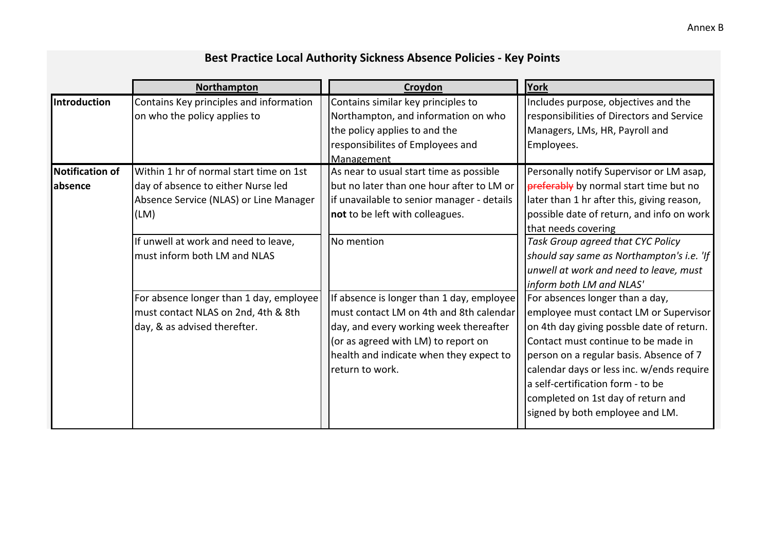Annex B

# Best Practice Local Authority Sickness Absence Policies - Key Points

| | Northampton | Croydon | York |
|---|---|---|---|
| **Introduction** | Contains Key principles and information on who the policy applies to | Contains similar key principles to Northampton, and information on who the policy applies to and the responsibilites of Employees and Management | Includes purpose, objectives and the responsibilities of Directors and Service Managers, LMs, HR, Payroll and Employees. |
| **Notification of absence** | Within 1 hr of normal start time on 1st day of absence to either Nurse led Absence Service (NLAS) or Line Manager (LM) | As near to usual start time as possible but no later than one hour after to LM or if unavailable to senior manager - details **not** to be left with colleagues. | Personally notify Supervisor or LM asap, ~~preferably~~ by normal start time but no later than 1 hr after this, giving reason, possible date of return, and info on work that needs covering |
| | If unwell at work and need to leave, must inform both LM and NLAS | No mention | *Task Group agreed that CYC Policy should say same as Northampton's i.e. 'If unwell at work and need to leave, must inform both LM and NLAS'* |
| | For absence longer than 1 day, employee must contact NLAS on 2nd, 4th & 8th day, & as advised therefter. | If absence is longer than 1 day, employee must contact LM on 4th and 8th calendar day, and every working week thereafter (or as agreed with LM) to report on health and indicate when they expect to return to work. | For absences longer than a day, employee must contact LM or Supervisor on 4th day giving possble date of return. Contact must continue to be made in person on a regular basis. Absence of 7 calendar days or less inc. w/ends require a self-certification form - to be completed on 1st day of return and signed by both employee and LM. |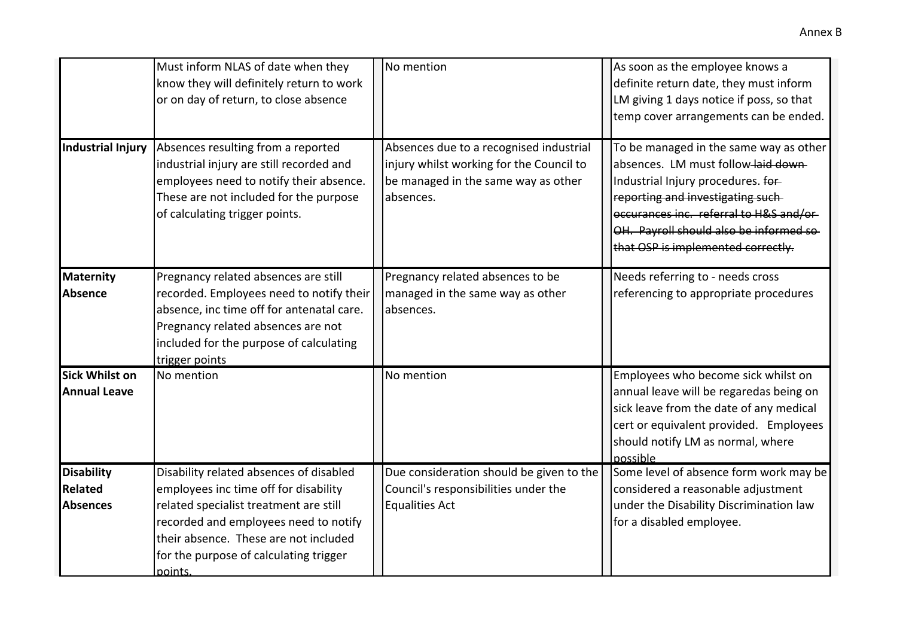| | | | |
|---|---|---|---|
| | Must inform NLAS of date when they know they will definitely return to work or on day of return, to close absence | No mention | As soon as the employee knows a definite return date, they must inform LM giving 1 days notice if poss, so that temp cover arrangements can be ended. |
| **Industrial Injury** | Absences resulting from a reported industrial injury are still recorded and employees need to notify their absence. These are not included for the purpose of calculating trigger points. | Absences due to a recognised industrial injury whilst working for the Council to be managed in the same way as other absences. | To be managed in the same way as other absences. LM must follow ~~laid down~~ Industrial Injury procedures. ~~for reporting and investigating such occurances inc. referral to H&S and/or OH. Payroll should also be informed so that OSP is implemented correctly.~~ |
| **Maternity Absence** | Pregnancy related absences are still recorded. Employees need to notify their absence, inc time off for antenatal care. Pregnancy related absences are not included for the purpose of calculating trigger points | Pregnancy related absences to be managed in the same way as other absences. | Needs referring to - needs cross referencing to appropriate procedures |
| **Sick Whilst on Annual Leave** | No mention | No mention | Employees who become sick whilst on annual leave will be regaredas being on sick leave from the date of any medical cert or equivalent provided. Employees should notify LM as normal, where possible |
| **Disability Related Absences** | Disability related absences of disabled employees inc time off for disability related specialist treatment are still recorded and employees need to notify their absence. These are not included for the purpose of calculating trigger points. | Due consideration should be given to the Council's responsibilities under the Equalities Act | Some level of absence form work may be considered a reasonable adjustment under the Disability Discrimination law for a disabled employee. |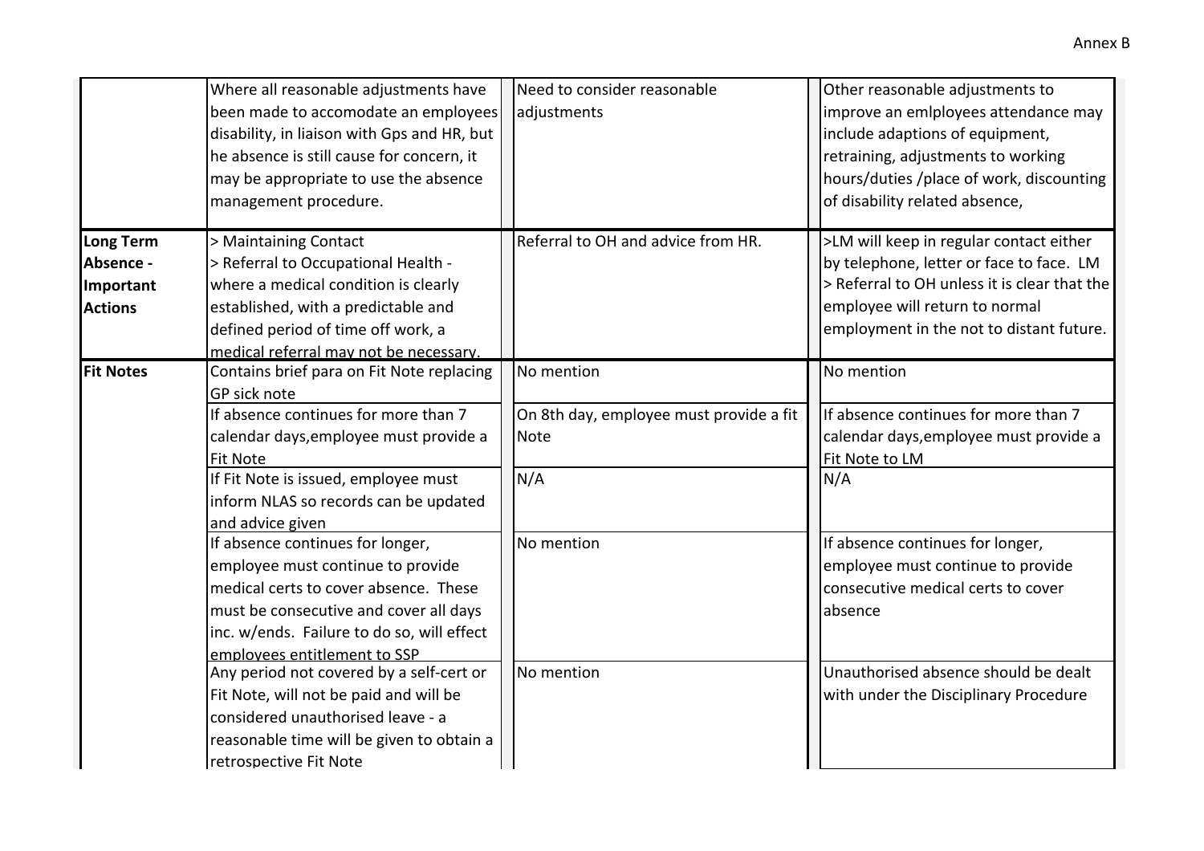| | | | |
|---|---|---|---|
| | Where all reasonable adjustments have been made to accomodate an employees disability, in liaison with Gps and HR, but he absence is still cause for concern, it may be appropriate to use the absence management procedure. | Need to consider reasonable adjustments | Other reasonable adjustments to improve an emlployees attendance may include adaptions of equipment, retraining, adjustments to working hours/duties /place of work, discounting of disability related absence, |
| **Long Term Absence - Important Actions** | > Maintaining Contact<br>> Referral to Occupational Health - where a medical condition is clearly established, with a predictable and defined period of time off work, a medical referral may not be necessary. | Referral to OH and advice from HR. | >LM will keep in regular contact either by telephone, letter or face to face. LM<br>> Referral to OH unless it is clear that the employee will return to normal employment in the not to distant future. |
| **Fit Notes** | Contains brief para on Fit Note replacing GP sick note | No mention | No mention |
| | If absence continues for more than 7 calendar days,employee must provide a Fit Note | On 8th day, employee must provide a fit Note | If absence continues for more than 7 calendar days,employee must provide a Fit Note to LM |
| | If Fit Note is issued, employee must inform NLAS so records can be updated and advice given | N/A | N/A |
| | If absence continues for longer, employee must continue to provide medical certs to cover absence. These must be consecutive and cover all days inc. w/ends. Failure to do so, will effect employees entitlement to SSP | No mention | If absence continues for longer, employee must continue to provide consecutive medical certs to cover absence |
| | Any period not covered by a self-cert or Fit Note, will not be paid and will be considered unauthorised leave - a reasonable time will be given to obtain a retrospective Fit Note | No mention | Unauthorised absence should be dealt with under the Disciplinary Procedure |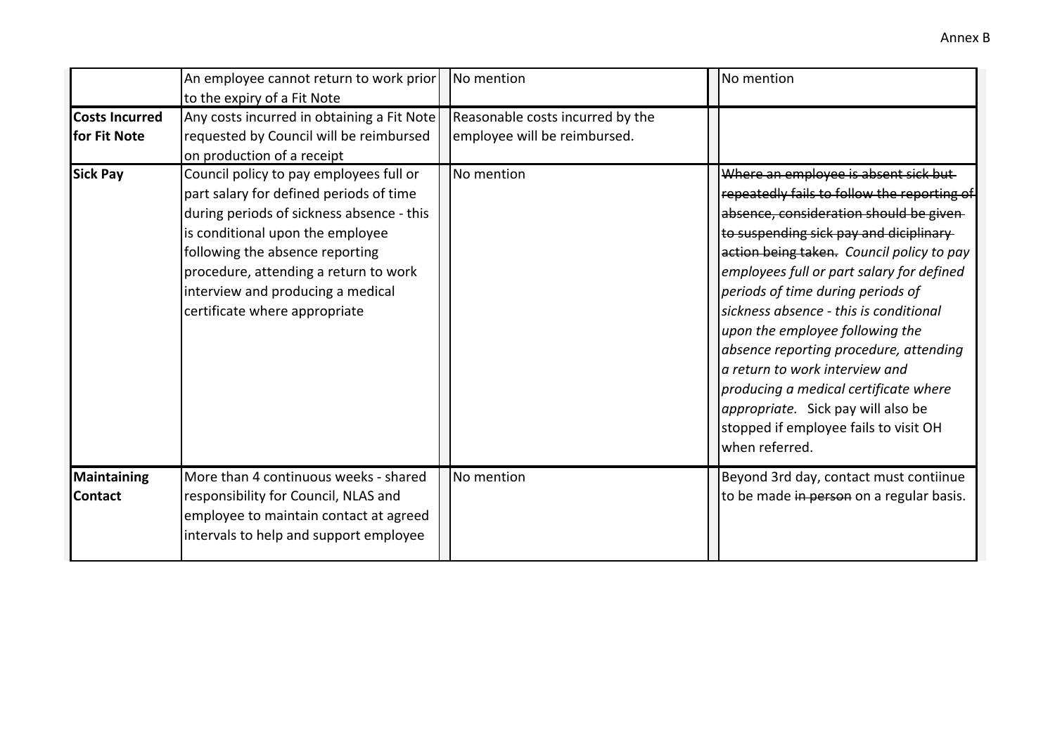|  |  |  |  |  |
|---|---|---|---|---|
|  | An employee cannot return to work prior to the expiry of a Fit Note | No mention |  | No mention |
| **Costs Incurred for Fit Note** | Any costs incurred in obtaining a Fit Note requested by Council will be reimbursed on production of a receipt | Reasonable costs incurred by the employee will be reimbursed. |  |  |
| **Sick Pay** | Council policy to pay employees full or part salary for defined periods of time during periods of sickness absence - this is conditional upon the employee following the absence reporting procedure, attending a return to work interview and producing a medical certificate where appropriate | No mention |  | ~~Where an employee is absent sick but repeatedly fails to follow the reporting of absence, consideration should be given to suspending sick pay and diciplinary action being taken.~~ *Council policy to pay employees full or part salary for defined periods of time during periods of sickness absence - this is conditional upon the employee following the absence reporting procedure, attending a return to work interview and producing a medical certificate where appropriate.* Sick pay will also be stopped if employee fails to visit OH when referred. |
| **Maintaining Contact** | More than 4 continuous weeks - shared responsibility for Council, NLAS and employee to maintain contact at agreed intervals to help and support employee | No mention |  | Beyond 3rd day, contact must contiinue to be made ~~in person~~ on a regular basis. |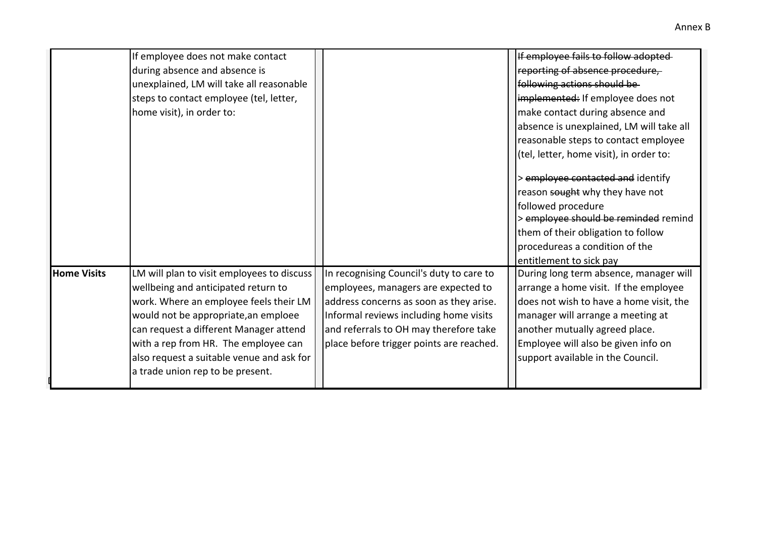| | | | |
|---|---|---|---|
| | If employee does not make contact during absence and absence is unexplained, LM will take all reasonable steps to contact employee (tel, letter, home visit), in order to: | | ~~If employee fails to follow adopted reporting of absence procedure, following actions should be implemented:~~ If employee does not make contact during absence and absence is unexplained, LM will take all reasonable steps to contact employee (tel, letter, home visit), in order to:<br><br>> ~~employee contacted and~~ identify reason ~~sought~~ why they have not followed procedure<br>> ~~employee should be reminded~~ remind them of their obligation to follow procedureas a condition of the entitlement to sick pay |
| **Home Visits** | LM will plan to visit employees to discuss wellbeing and anticipated return to work. Where an employee feels their LM would not be appropriate,an emploee can request a different Manager attend with a rep from HR. The employee can also request a suitable venue and ask for a trade union rep to be present. | In recognising Council's duty to care to employees, managers are expected to address concerns as soon as they arise. Informal reviews including home visits and referrals to OH may therefore take place before trigger points are reached. | During long term absence, manager will arrange a home visit. If the employee does not wish to have a home visit, the manager will arrange a meeting at another mutually agreed place. Employee will also be given info on support available in the Council. |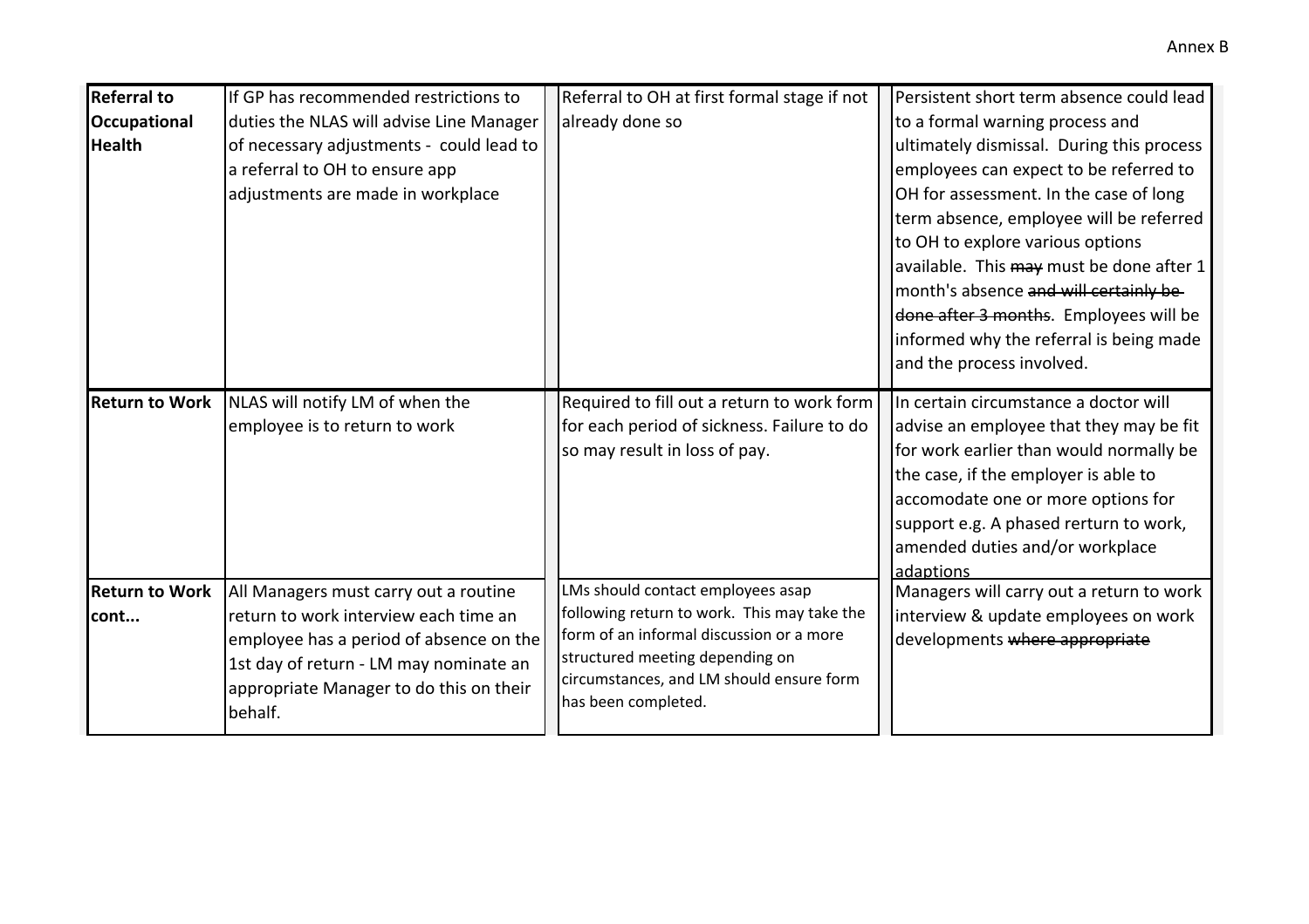| | | | |
|---|---|---|---|
| **Referral to Occupational Health** | If GP has recommended restrictions to duties the NLAS will advise Line Manager of necessary adjustments - could lead to a referral to OH to ensure app adjustments are made in workplace | Referral to OH at first formal stage if not already done so | Persistent short term absence could lead to a formal warning process and ultimately dismissal. During this process employees can expect to be referred to OH for assessment. In the case of long term absence, employee will be referred to OH to explore various options available. This ~~may~~ must be done after 1 month's absence ~~and will certainly be done after 3 months~~. Employees will be informed why the referral is being made and the process involved. |
| **Return to Work** | NLAS will notify LM of when the employee is to return to work | Required to fill out a return to work form for each period of sickness. Failure to do so may result in loss of pay. | In certain circumstance a doctor will advise an employee that they may be fit for work earlier than would normally be the case, if the employer is able to accomodate one or more options for support e.g. A phased rerturn to work, amended duties and/or workplace adaptions |
| **Return to Work cont...** | All Managers must carry out a routine return to work interview each time an employee has a period of absence on the 1st day of return - LM may nominate an appropriate Manager to do this on their behalf. | LMs should contact employees asap following return to work. This may take the form of an informal discussion or a more structured meeting depending on circumstances, and LM should ensure form has been completed. | Managers will carry out a return to work interview & update employees on work developments ~~where appropriate~~ |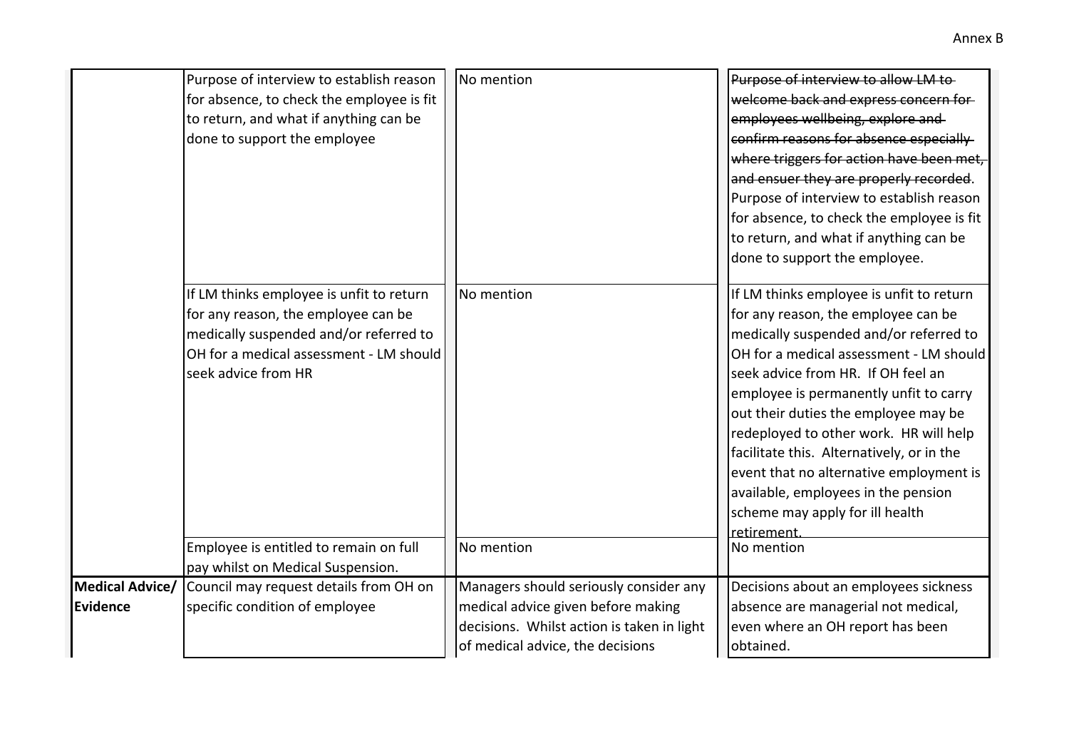| | | | |
|---|---|---|---|
| | Purpose of interview to establish reason for absence, to check the employee is fit to return, and what if anything can be done to support the employee | No mention | ~~Purpose of interview to allow LM to welcome back and express concern for employees wellbeing, explore and confirm reasons for absence especially where triggers for action have been met, and ensuer they are properly recorded~~. Purpose of interview to establish reason for absence, to check the employee is fit to return, and what if anything can be done to support the employee. |
| | If LM thinks employee is unfit to return for any reason, the employee can be medically suspended and/or referred to OH for a medical assessment - LM should seek advice from HR | No mention | If LM thinks employee is unfit to return for any reason, the employee can be medically suspended and/or referred to OH for a medical assessment - LM should seek advice from HR. If OH feel an employee is permanently unfit to carry out their duties the employee may be redeployed to other work. HR will help facilitate this. Alternatively, or in the event that no alternative employment is available, employees in the pension scheme may apply for ill health retirement. |
| | Employee is entitled to remain on full pay whilst on Medical Suspension. | No mention | No mention |
| **Medical Advice/ Evidence** | Council may request details from OH on specific condition of employee | Managers should seriously consider any medical advice given before making decisions. Whilst action is taken in light of medical advice, the decisions | Decisions about an employees sickness absence are managerial not medical, even where an OH report has been obtained. |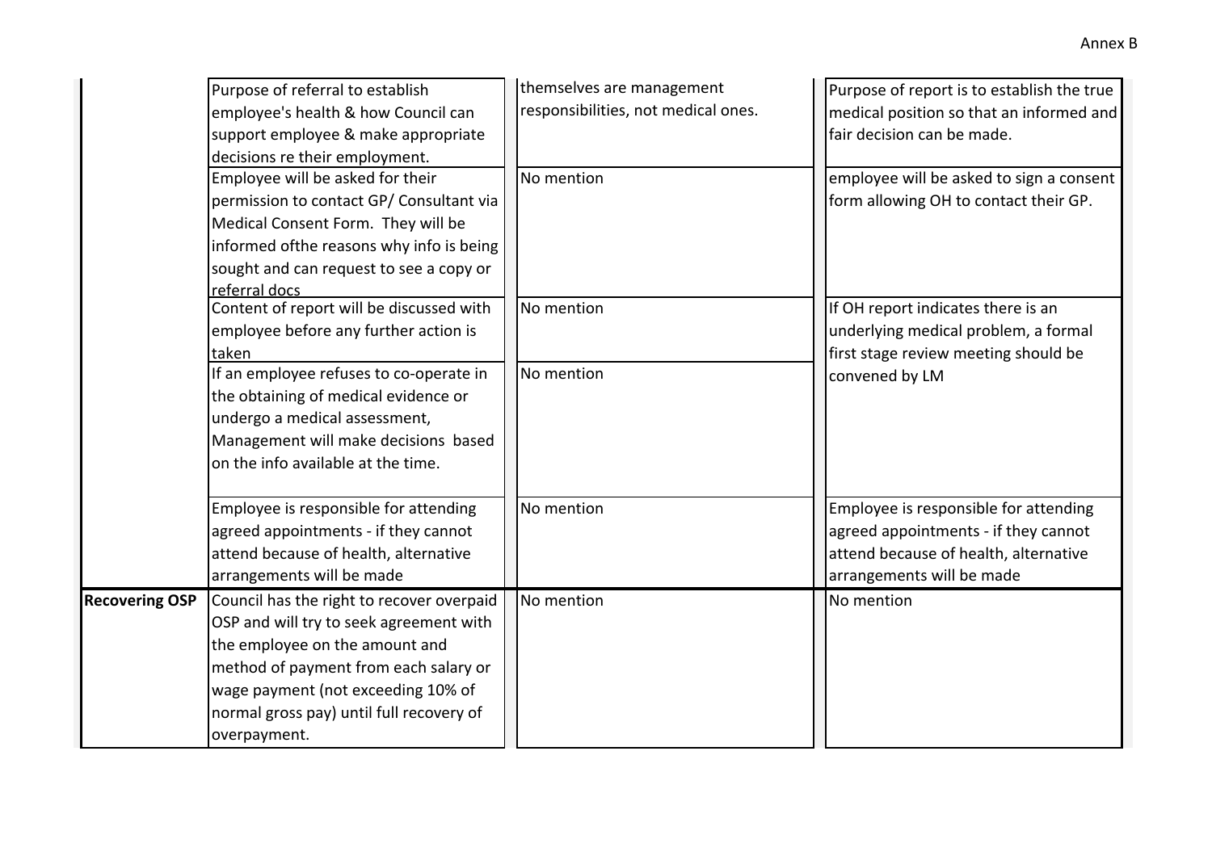| | | | |
|---|---|---|---|
| | Purpose of referral to establish employee's health & how Council can support employee & make appropriate decisions re their employment. | themselves are management responsibilities, not medical ones. | Purpose of report is to establish the true medical position so that an informed and fair decision can be made. |
| | Employee will be asked for their permission to contact GP/ Consultant via Medical Consent Form. They will be informed ofthe reasons why info is being sought and can request to see a copy or referral docs | No mention | employee will be asked to sign a consent form allowing OH to contact their GP. |
| | Content of report will be discussed with employee before any further action is taken | No mention | If OH report indicates there is an underlying medical problem, a formal first stage review meeting should be convened by LM |
| | If an employee refuses to co-operate in the obtaining of medical evidence or undergo a medical assessment, Management will make decisions based on the info available at the time. | No mention | |
| | Employee is responsible for attending agreed appointments - if they cannot attend because of health, alternative arrangements will be made | No mention | Employee is responsible for attending agreed appointments - if they cannot attend because of health, alternative arrangements will be made |
| **Recovering OSP** | Council has the right to recover overpaid OSP and will try to seek agreement with the employee on the amount and method of payment from each salary or wage payment (not exceeding 10% of normal gross pay) until full recovery of overpayment. | No mention | No mention |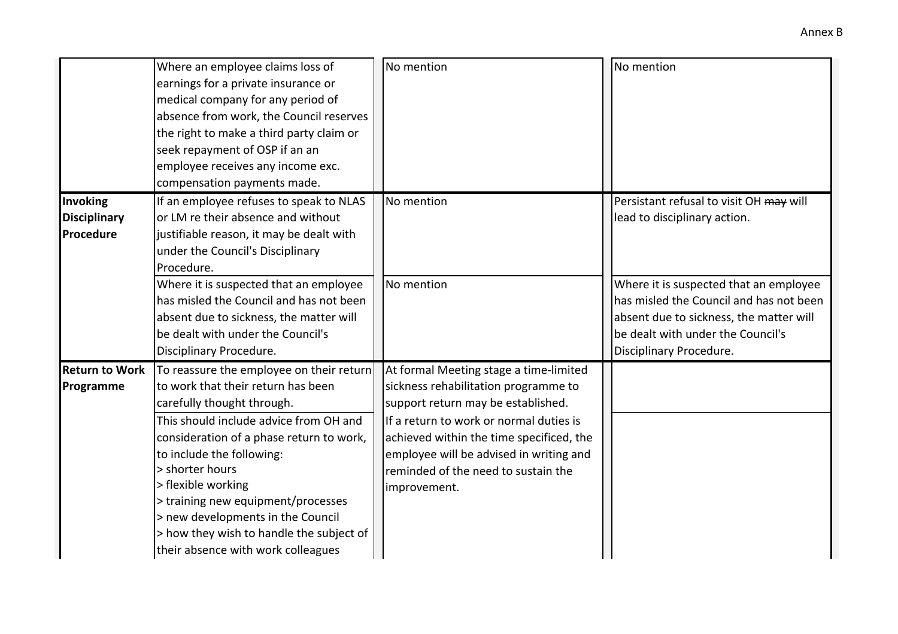| | | | |
|---|---|---|---|
| | Where an employee claims loss of earnings for a private insurance or medical company for any period of absence from work, the Council reserves the right to make a third party claim or seek repayment of OSP if an employee receives any income exc. compensation payments made. | No mention | No mention |
| **Invoking Disciplinary Procedure** | If an employee refuses to speak to NLAS or LM re their absence and without justifiable reason, it may be dealt with under the Council's Disciplinary Procedure. | No mention | Persistant refusal to visit OH ~~may~~ will lead to disciplinary action. |
| | Where it is suspected that an employee has misled the Council and has not been absent due to sickness, the matter will be dealt with under the Council's Disciplinary Procedure. | No mention | Where it is suspected that an employee has misled the Council and has not been absent due to sickness, the matter will be dealt with under the Council's Disciplinary Procedure. |
| **Return to Work Programme** | To reassure the employee on their return to work that their return has been carefully thought through. | At formal Meeting stage a time-limited sickness rehabilitation programme to support return may be established. | |
| | This should include advice from OH and consideration of a phase return to work, to include the following:<br>> shorter hours<br>> flexible working<br>> training new equipment/processes<br>> new developments in the Council<br>> how they wish to handle the subject of their absence with work colleagues | If a return to work or normal duties is achieved within the time specificed, the employee will be advised in writing and reminded of the need to sustain the improvement. | |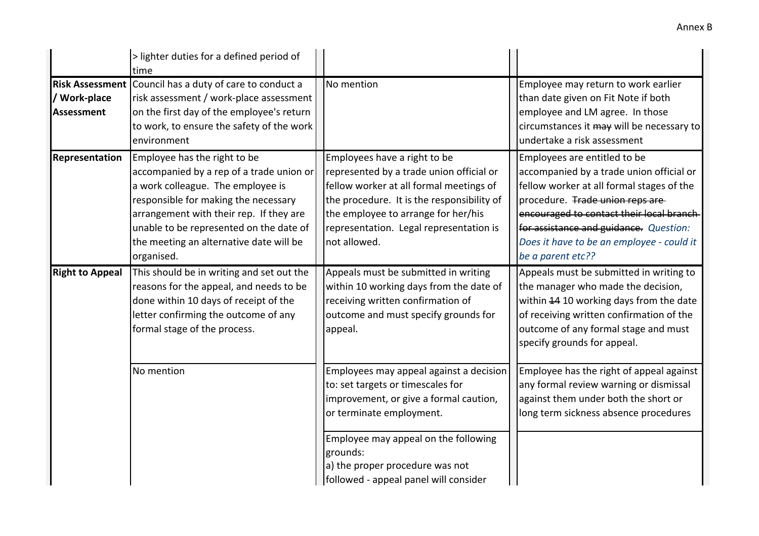| | | | |
|---|---|---|---|
| | > lighter duties for a defined period of time | | |
| **Risk Assessment / Work-place Assessment** | Council has a duty of care to conduct a risk assessment / work-place assessment on the first day of the employee's return to work, to ensure the safety of the work environment | No mention | Employee may return to work earlier than date given on Fit Note if both employee and LM agree. In those circumstances it ~~may~~ will be necessary to undertake a risk assessment |
| **Representation** | Employee has the right to be accompanied by a rep of a trade union or a work colleague. The employee is responsible for making the necessary arrangement with their rep. If they are unable to be represented on the date of the meeting an alternative date will be organised. | Employees have a right to be represented by a trade union official or fellow worker at all formal meetings of the procedure. It is the responsibility of the employee to arrange for her/his representation. Legal representation is not allowed. | Employees are entitled to be accompanied by a trade union official or fellow worker at all formal stages of the procedure. ~~Trade union reps are encouraged to contact their local branch for assistance and guidance.~~ *Question: Does it have to be an employee - could it be a parent etc??* |
| **Right to Appeal** | This should be in writing and set out the reasons for the appeal, and needs to be done within 10 days of receipt of the letter confirming the outcome of any formal stage of the process. | Appeals must be submitted in writing within 10 working days from the date of receiving written confirmation of outcome and must specify grounds for appeal. | Appeals must be submitted in writing to the manager who made the decision, within ~~14~~ 10 working days from the date of receiving written confirmation of the outcome of any formal stage and must specify grounds for appeal. |
| | No mention | Employees may appeal against a decision to: set targets or timescales for improvement, or give a formal caution, or terminate employment. | Employee has the right of appeal against any formal review warning or dismissal against them under both the short or long term sickness absence procedures |
| | | Employee may appeal on the following grounds:<br>a) the proper procedure was not followed - appeal panel will consider | |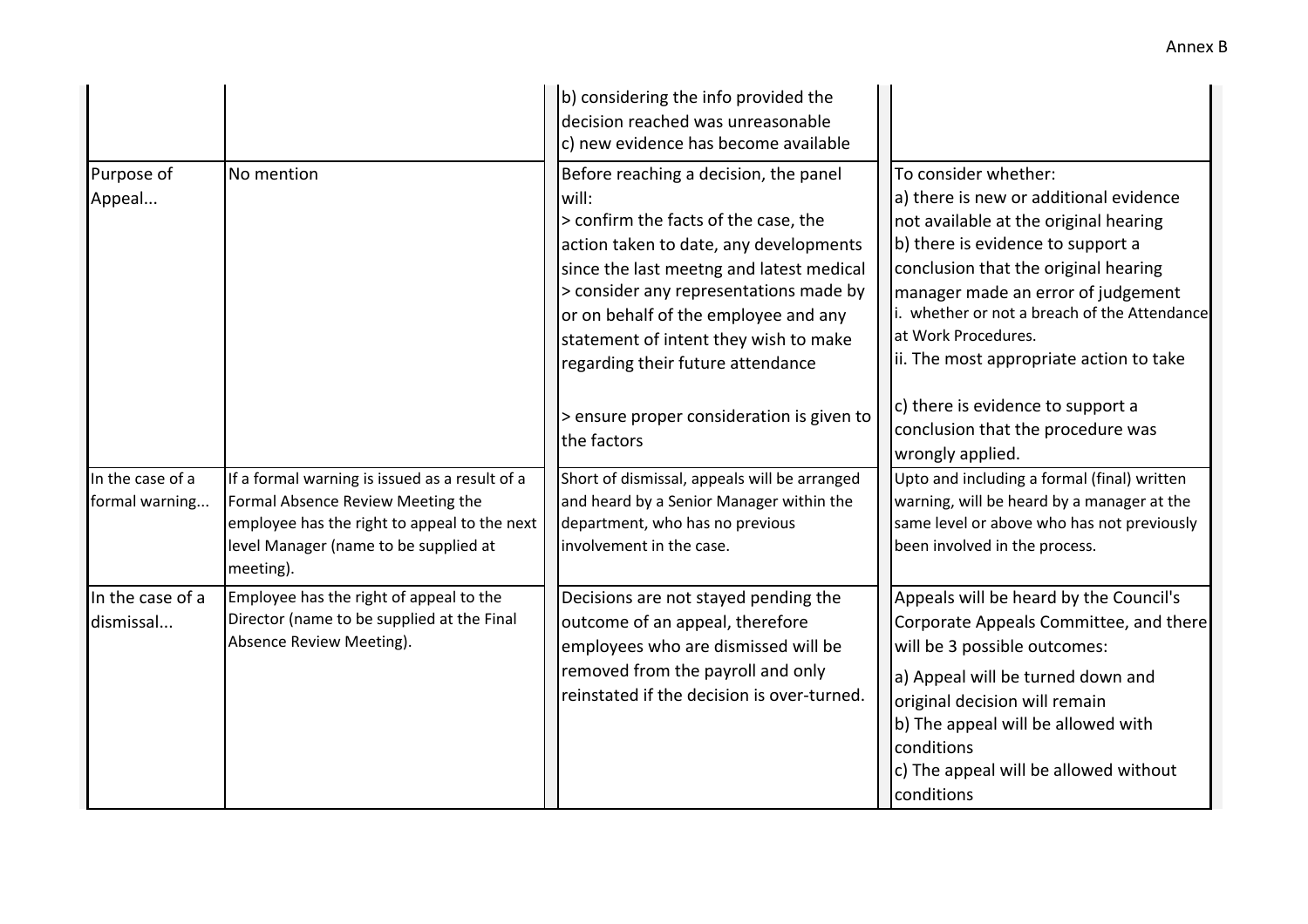| | | | |
|---|---|---|---|
| | | b) considering the info provided the decision reached was unreasonable<br>c) new evidence has become available | |
| Purpose of Appeal... | No mention | Before reaching a decision, the panel will:<br>> confirm the facts of the case, the action taken to date, any developments since the last meetng and latest medical<br>> consider any representations made by or on behalf of the employee and any statement of intent they wish to make regarding their future attendance<br><br>> ensure proper consideration is given to the factors | To consider whether:<br>a) there is new or additional evidence not available at the original hearing<br>b) there is evidence to support a conclusion that the original hearing manager made an error of judgement<br>i. whether or not a breach of the Attendance at Work Procedures.<br>ii. The most appropriate action to take<br><br>c) there is evidence to support a conclusion that the procedure was wrongly applied. |
| In the case of a formal warning... | If a formal warning is issued as a result of a Formal Absence Review Meeting the employee has the right to appeal to the next level Manager (name to be supplied at meeting). | Short of dismissal, appeals will be arranged and heard by a Senior Manager within the department, who has no previous involvement in the case. | Upto and including a formal (final) written warning, will be heard by a manager at the same level or above who has not previously been involved in the process. |
| In the case of a dismissal... | Employee has the right of appeal to the Director (name to be supplied at the Final Absence Review Meeting). | Decisions are not stayed pending the outcome of an appeal, therefore employees who are dismissed will be removed from the payroll and only reinstated if the decision is over-turned. | Appeals will be heard by the Council's Corporate Appeals Committee, and there will be 3 possible outcomes:<br>a) Appeal will be turned down and original decision will remain<br>b) The appeal will be allowed with conditions<br>c) The appeal will be allowed without conditions |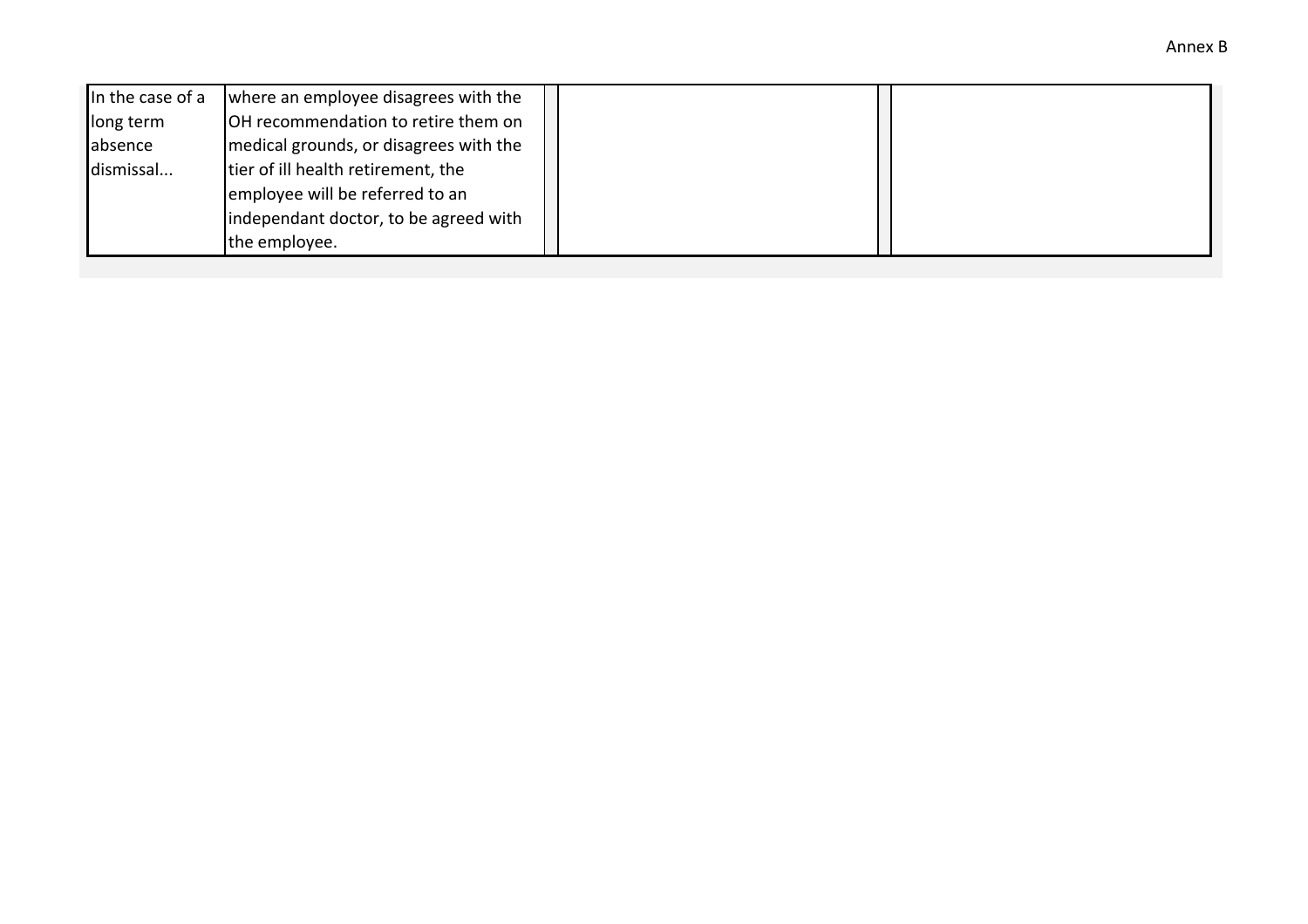| | | | | | |
|---|---|---|---|---|---|
| In the case of a long term absence dismissal... | where an employee disagrees with the OH recommendation to retire them on medical grounds, or disagrees with the tier of ill health retirement, the employee will be referred to an independant doctor, to be agreed with the employee. | | | | |